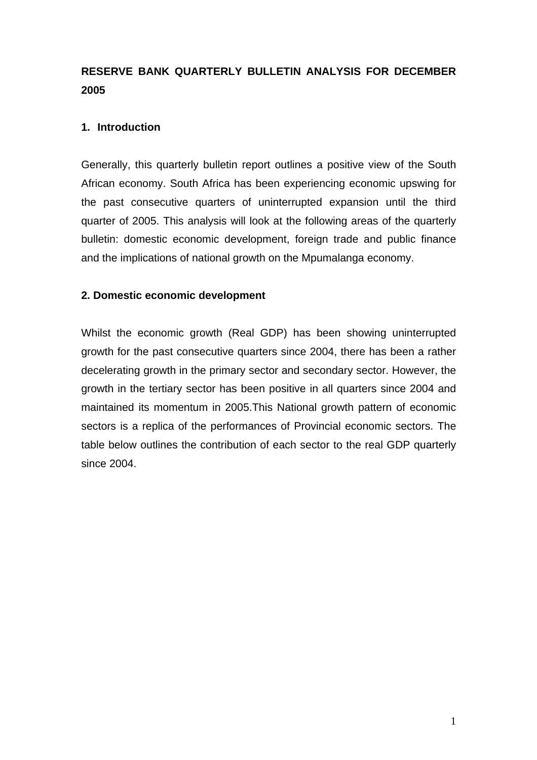**RESERVE BANK QUARTERLY BULLETIN ANALYSIS FOR DECEMBER 2005**

## 1. Introduction

Generally, this quarterly bulletin report outlines a positive view of the South African economy. South Africa has been experiencing economic upswing for the past consecutive quarters of uninterrupted expansion until the third quarter of 2005. This analysis will look at the following areas of the quarterly bulletin: domestic economic development, foreign trade and public finance and the implications of national growth on the Mpumalanga economy.

## 2. Domestic economic development

Whilst the economic growth (Real GDP) has been showing uninterrupted growth for the past consecutive quarters since 2004, there has been a rather decelerating growth in the primary sector and secondary sector. However, the growth in the tertiary sector has been positive in all quarters since 2004 and maintained its momentum in 2005.This National growth pattern of economic sectors is a replica of the performances of Provincial economic sectors. The table below outlines the contribution of each sector to the real GDP quarterly since 2004.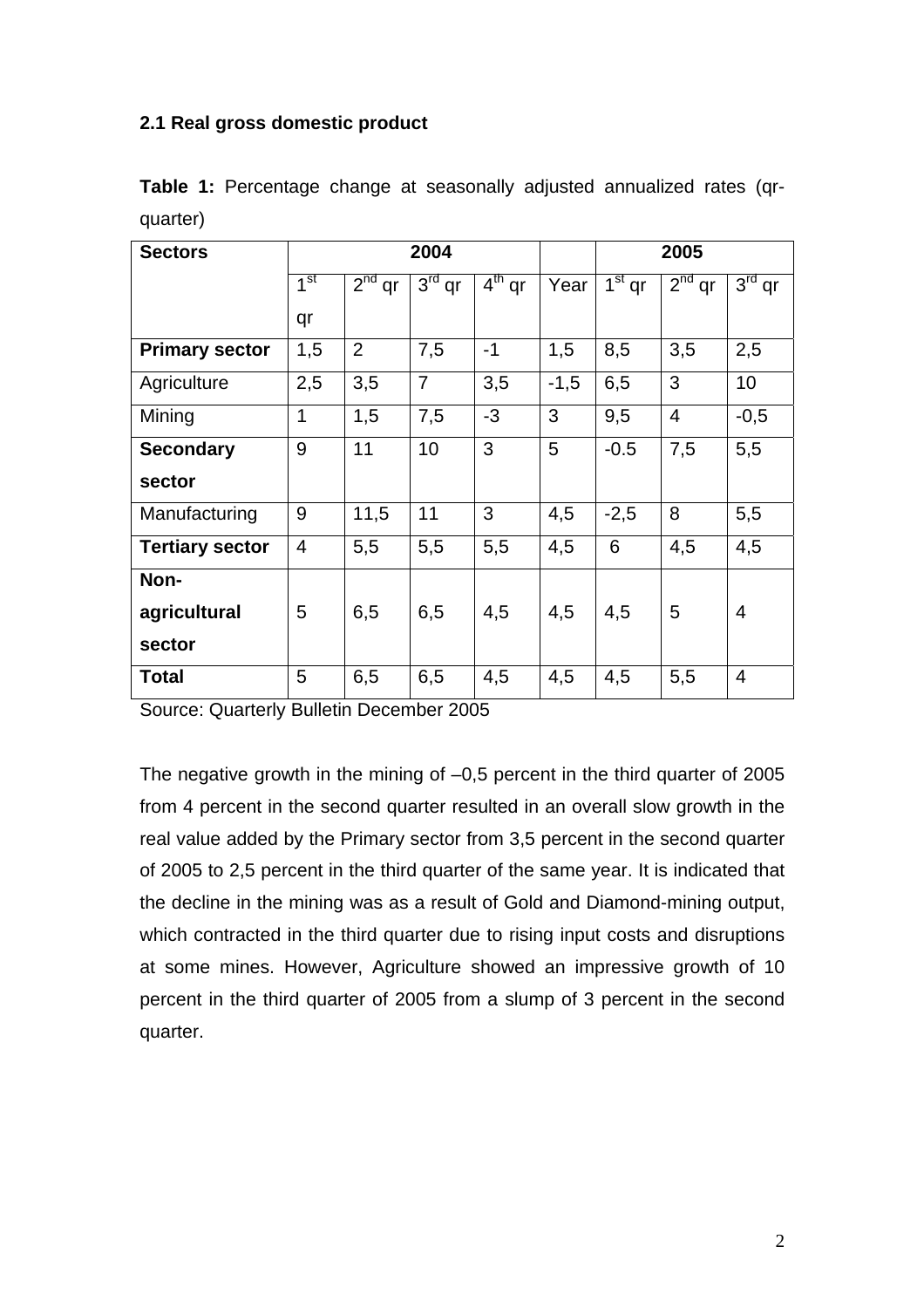## 2.1 Real gross domestic product

**Table 1:** Percentage change at seasonally adjusted annualized rates (qr-quarter)

| Sectors | 2004 | | | | | 2005 | | |
|---|---|---|---|---|---|---|---|---|
| | 1st qr | 2nd qr | 3rd qr | 4th qr | Year | 1st qr | 2nd qr | 3rd qr |
| **Primary sector** | 1,5 | 2 | 7,5 | -1 | 1,5 | 8,5 | 3,5 | 2,5 |
| Agriculture | 2,5 | 3,5 | 7 | 3,5 | -1,5 | 6,5 | 3 | 10 |
| Mining | 1 | 1,5 | 7,5 | -3 | 3 | 9,5 | 4 | -0,5 |
| **Secondary sector** | 9 | 11 | 10 | 3 | 5 | -0.5 | 7,5 | 5,5 |
| Manufacturing | 9 | 11,5 | 11 | 3 | 4,5 | -2,5 | 8 | 5,5 |
| **Tertiary sector** | 4 | 5,5 | 5,5 | 5,5 | 4,5 | 6 | 4,5 | 4,5 |
| **Non-agricultural sector** | 5 | 6,5 | 6,5 | 4,5 | 4,5 | 4,5 | 5 | 4 |
| **Total** | 5 | 6,5 | 6,5 | 4,5 | 4,5 | 4,5 | 5,5 | 4 |

Source: Quarterly Bulletin December 2005

The negative growth in the mining of –0,5 percent in the third quarter of 2005 from 4 percent in the second quarter resulted in an overall slow growth in the real value added by the Primary sector from 3,5 percent in the second quarter of 2005 to 2,5 percent in the third quarter of the same year. It is indicated that the decline in the mining was as a result of Gold and Diamond-mining output, which contracted in the third quarter due to rising input costs and disruptions at some mines. However, Agriculture showed an impressive growth of 10 percent in the third quarter of 2005 from a slump of 3 percent in the second quarter.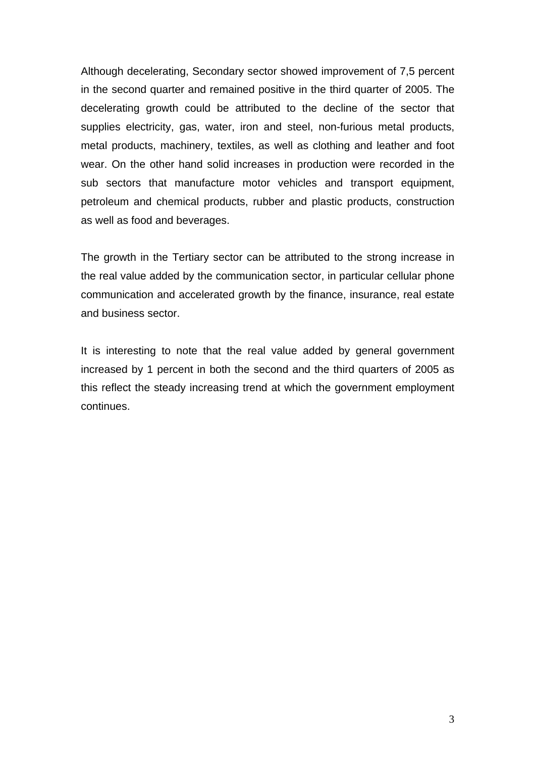Although decelerating, Secondary sector showed improvement of 7,5 percent in the second quarter and remained positive in the third quarter of 2005. The decelerating growth could be attributed to the decline of the sector that supplies electricity, gas, water, iron and steel, non-furious metal products, metal products, machinery, textiles, as well as clothing and leather and foot wear. On the other hand solid increases in production were recorded in the sub sectors that manufacture motor vehicles and transport equipment, petroleum and chemical products, rubber and plastic products, construction as well as food and beverages.

The growth in the Tertiary sector can be attributed to the strong increase in the real value added by the communication sector, in particular cellular phone communication and accelerated growth by the finance, insurance, real estate and business sector.

It is interesting to note that the real value added by general government increased by 1 percent in both the second and the third quarters of 2005 as this reflect the steady increasing trend at which the government employment continues.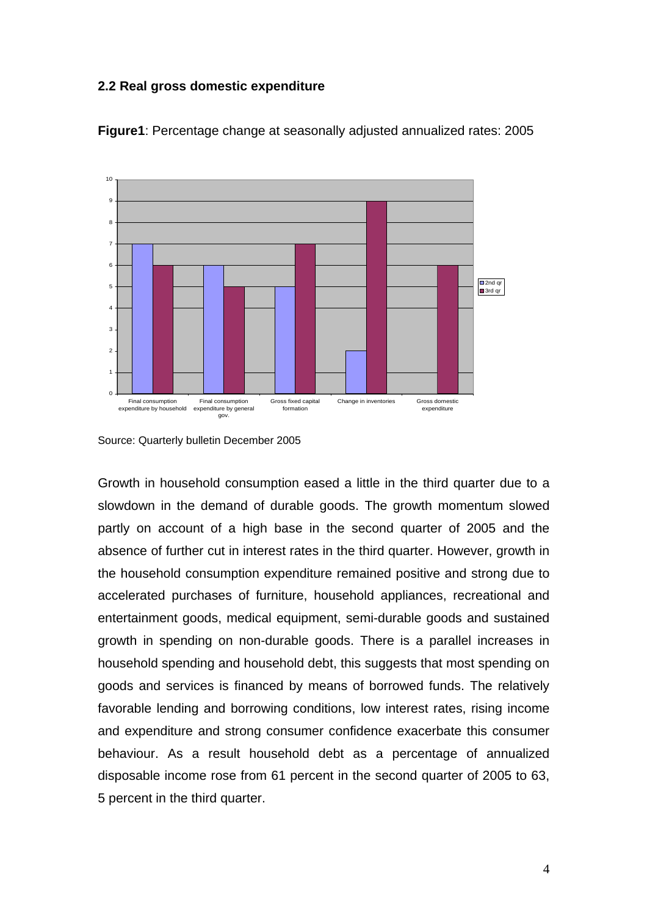### 2.2 Real gross domestic expenditure

**Figure1**: Percentage change at seasonally adjusted annualized rates: 2005

Source: Quarterly bulletin December 2005

Growth in household consumption eased a little in the third quarter due to a slowdown in the demand of durable goods. The growth momentum slowed partly on account of a high base in the second quarter of 2005 and the absence of further cut in interest rates in the third quarter. However, growth in the household consumption expenditure remained positive and strong due to accelerated purchases of furniture, household appliances, recreational and entertainment goods, medical equipment, semi-durable goods and sustained growth in spending on non-durable goods. There is a parallel increases in household spending and household debt, this suggests that most spending on goods and services is financed by means of borrowed funds. The relatively favorable lending and borrowing conditions, low interest rates, rising income and expenditure and strong consumer confidence exacerbate this consumer behaviour. As a result household debt as a percentage of annualized disposable income rose from 61 percent in the second quarter of 2005 to 63, 5 percent in the third quarter.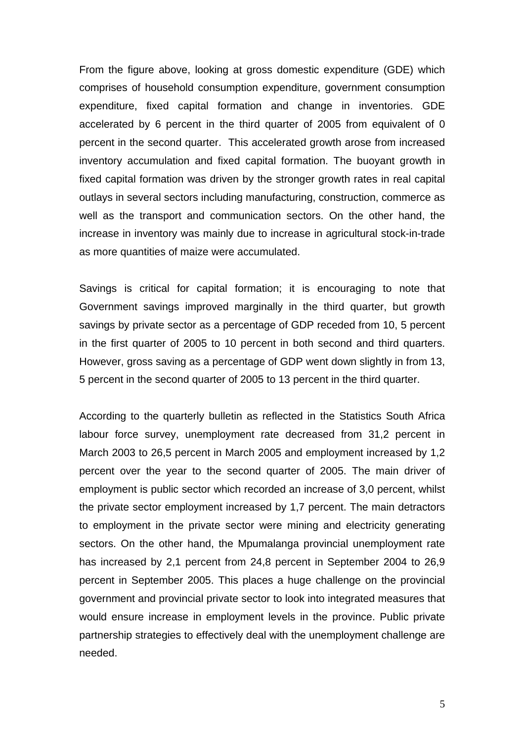From the figure above, looking at gross domestic expenditure (GDE) which comprises of household consumption expenditure, government consumption expenditure, fixed capital formation and change in inventories. GDE accelerated by 6 percent in the third quarter of 2005 from equivalent of 0 percent in the second quarter. This accelerated growth arose from increased inventory accumulation and fixed capital formation. The buoyant growth in fixed capital formation was driven by the stronger growth rates in real capital outlays in several sectors including manufacturing, construction, commerce as well as the transport and communication sectors. On the other hand, the increase in inventory was mainly due to increase in agricultural stock-in-trade as more quantities of maize were accumulated.

Savings is critical for capital formation; it is encouraging to note that Government savings improved marginally in the third quarter, but growth savings by private sector as a percentage of GDP receded from 10, 5 percent in the first quarter of 2005 to 10 percent in both second and third quarters. However, gross saving as a percentage of GDP went down slightly in from 13, 5 percent in the second quarter of 2005 to 13 percent in the third quarter.

According to the quarterly bulletin as reflected in the Statistics South Africa labour force survey, unemployment rate decreased from 31,2 percent in March 2003 to 26,5 percent in March 2005 and employment increased by 1,2 percent over the year to the second quarter of 2005. The main driver of employment is public sector which recorded an increase of 3,0 percent, whilst the private sector employment increased by 1,7 percent. The main detractors to employment in the private sector were mining and electricity generating sectors. On the other hand, the Mpumalanga provincial unemployment rate has increased by 2,1 percent from 24,8 percent in September 2004 to 26,9 percent in September 2005. This places a huge challenge on the provincial government and provincial private sector to look into integrated measures that would ensure increase in employment levels in the province. Public private partnership strategies to effectively deal with the unemployment challenge are needed.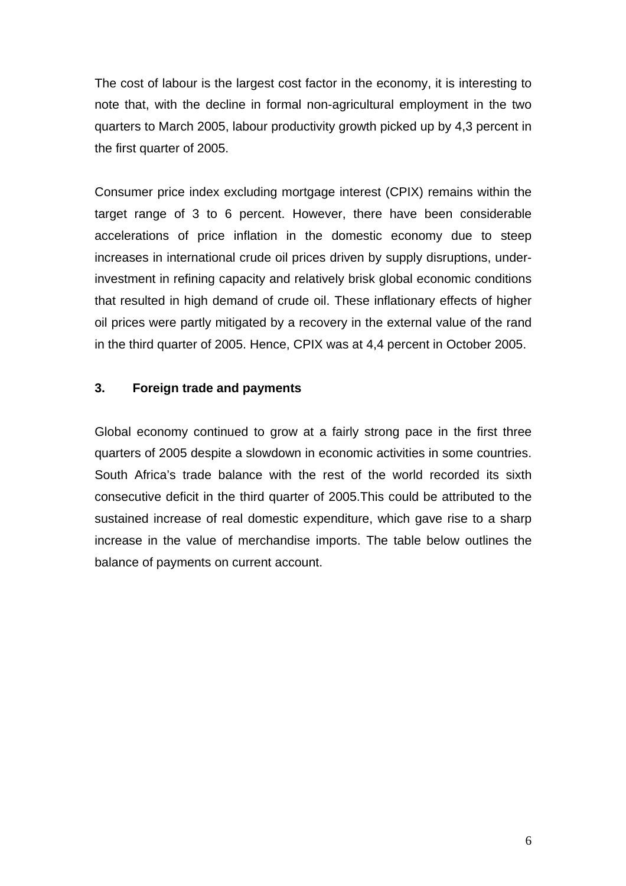The cost of labour is the largest cost factor in the economy, it is interesting to note that, with the decline in formal non-agricultural employment in the two quarters to March 2005, labour productivity growth picked up by 4,3 percent in the first quarter of 2005.

Consumer price index excluding mortgage interest (CPIX) remains within the target range of 3 to 6 percent. However, there have been considerable accelerations of price inflation in the domestic economy due to steep increases in international crude oil prices driven by supply disruptions, under-investment in refining capacity and relatively brisk global economic conditions that resulted in high demand of crude oil. These inflationary effects of higher oil prices were partly mitigated by a recovery in the external value of the rand in the third quarter of 2005. Hence, CPIX was at 4,4 percent in October 2005.

## 3. Foreign trade and payments

Global economy continued to grow at a fairly strong pace in the first three quarters of 2005 despite a slowdown in economic activities in some countries. South Africa's trade balance with the rest of the world recorded its sixth consecutive deficit in the third quarter of 2005.This could be attributed to the sustained increase of real domestic expenditure, which gave rise to a sharp increase in the value of merchandise imports. The table below outlines the balance of payments on current account.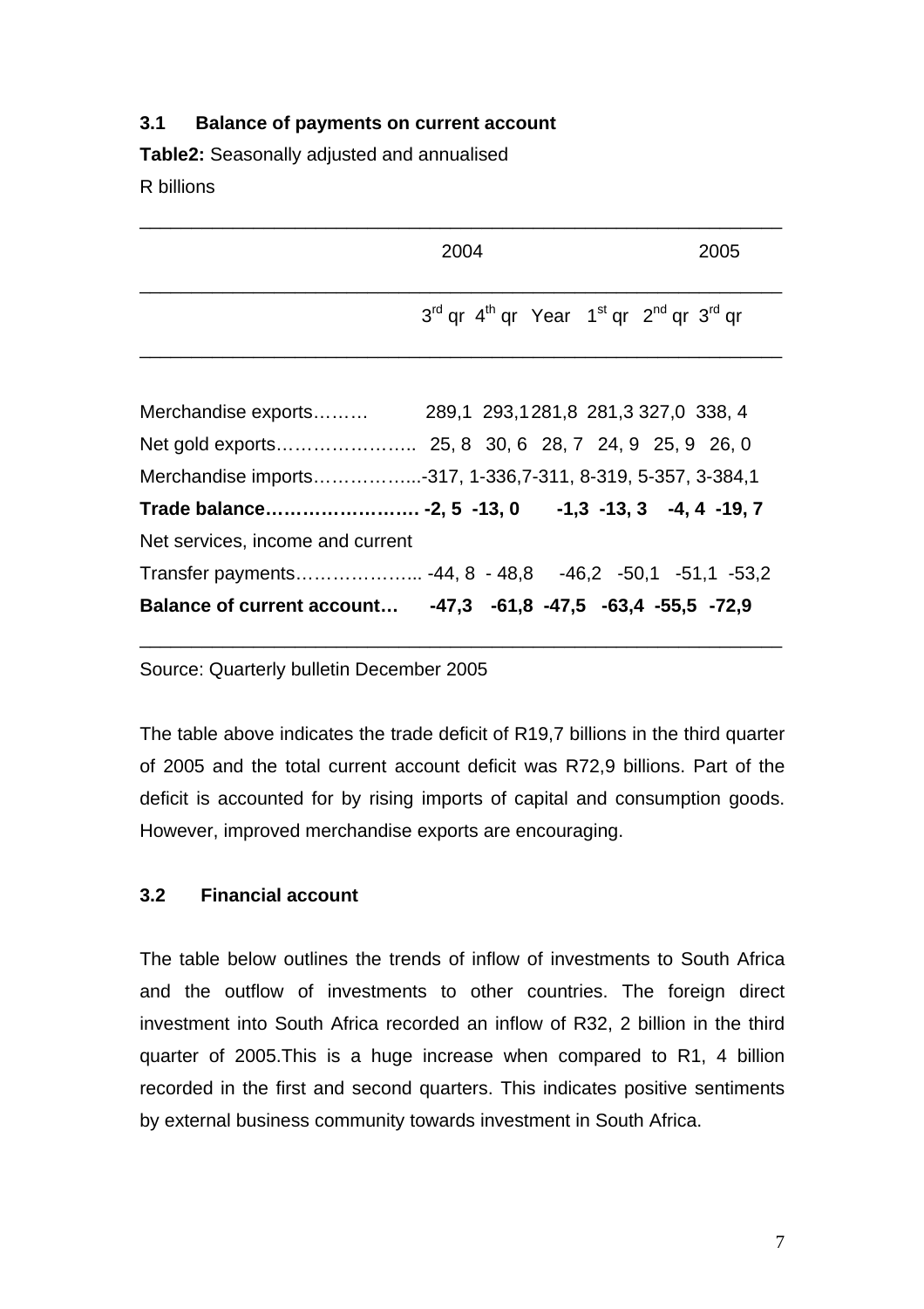### 3.1 Balance of payments on current account

**Table2:** Seasonally adjusted and annualised

R billions

| | 2004 | | | 2005 | | |
|---|---|---|---|---|---|---|
| | 3rd qr | 4th qr | Year | 1st qr | 2nd qr | 3rd qr |
| Merchandise exports……… | 289,1 | 293,1 | 281,8 | 281,3 | 327,0 | 338, 4 |
| Net gold exports………………….. | 25, 8 | 30, 6 | 28, 7 | 24, 9 | 25, 9 | 26, 0 |
| Merchandise imports……………... | -317, 1 | -336,7 | -311, 8 | -319, 5 | -357, 3 | -384,1 |
| **Trade balance…………………….** | **-2, 5** | **-13, 0** | | **-1,3** | **-13, 3** | **-4, 4** | **-19, 7** |
| Net services, income and current Transfer payments………………... | -44, 8 | - 48,8 | -46,2 | -50,1 | -51,1 | -53,2 |
| **Balance of current account…** | **-47,3** | **-61,8** | **-47,5** | **-63,4** | **-55,5** | **-72,9** |

Source: Quarterly bulletin December 2005

The table above indicates the trade deficit of R19,7 billions in the third quarter of 2005 and the total current account deficit was R72,9 billions. Part of the deficit is accounted for by rising imports of capital and consumption goods. However, improved merchandise exports are encouraging.

### 3.2 Financial account

The table below outlines the trends of inflow of investments to South Africa and the outflow of investments to other countries. The foreign direct investment into South Africa recorded an inflow of R32, 2 billion in the third quarter of 2005.This is a huge increase when compared to R1, 4 billion recorded in the first and second quarters. This indicates positive sentiments by external business community towards investment in South Africa.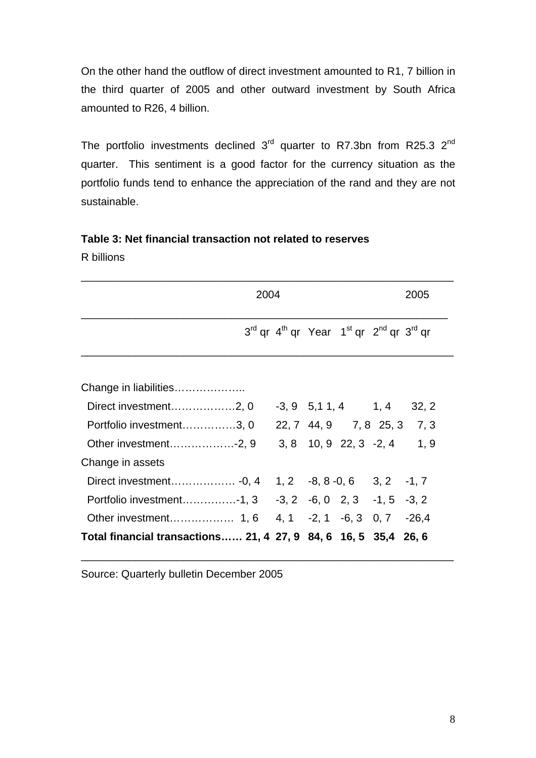On the other hand the outflow of direct investment amounted to R1, 7 billion in the third quarter of 2005 and other outward investment by South Africa amounted to R26, 4 billion.

The portfolio investments declined 3rd quarter to R7.3bn from R25.3 2nd quarter. This sentiment is a good factor for the currency situation as the portfolio funds tend to enhance the appreciation of the rand and they are not sustainable.

**Table 3: Net financial transaction not related to reserves**

R billions

| | 2004 | | | 2005 | | |
|---|---|---|---|---|---|---|
| | 3rd qr | 4th qr | Year | 1st qr | 2nd qr | 3rd qr |
| Change in liabilities | | | | | | |
| Direct investment | 2, 0 | -3, 9 | 5,1 | 1, 4 | 1, 4 | 32, 2 |
| Portfolio investment | 3, 0 | 22, 7 | 44, 9 | 7, 8 | 25, 3 | 7, 3 |
| Other investment | -2, 9 | 3, 8 | 10, 9 | 22, 3 | -2, 4 | 1, 9 |
| Change in assets | | | | | | |
| Direct investment | -0, 4 | 1, 2 | -8, 8 | -0, 6 | 3, 2 | -1, 7 |
| Portfolio investment | -1, 3 | -3, 2 | -6, 0 | 2, 3 | -1, 5 | -3, 2 |
| Other investment | 1, 6 | 4, 1 | -2, 1 | -6, 3 | 0, 7 | -26,4 |
| **Total financial transactions** | **21, 4** | **27, 9** | **84, 6** | **16, 5** | **35,4** | **26, 6** |

Source: Quarterly bulletin December 2005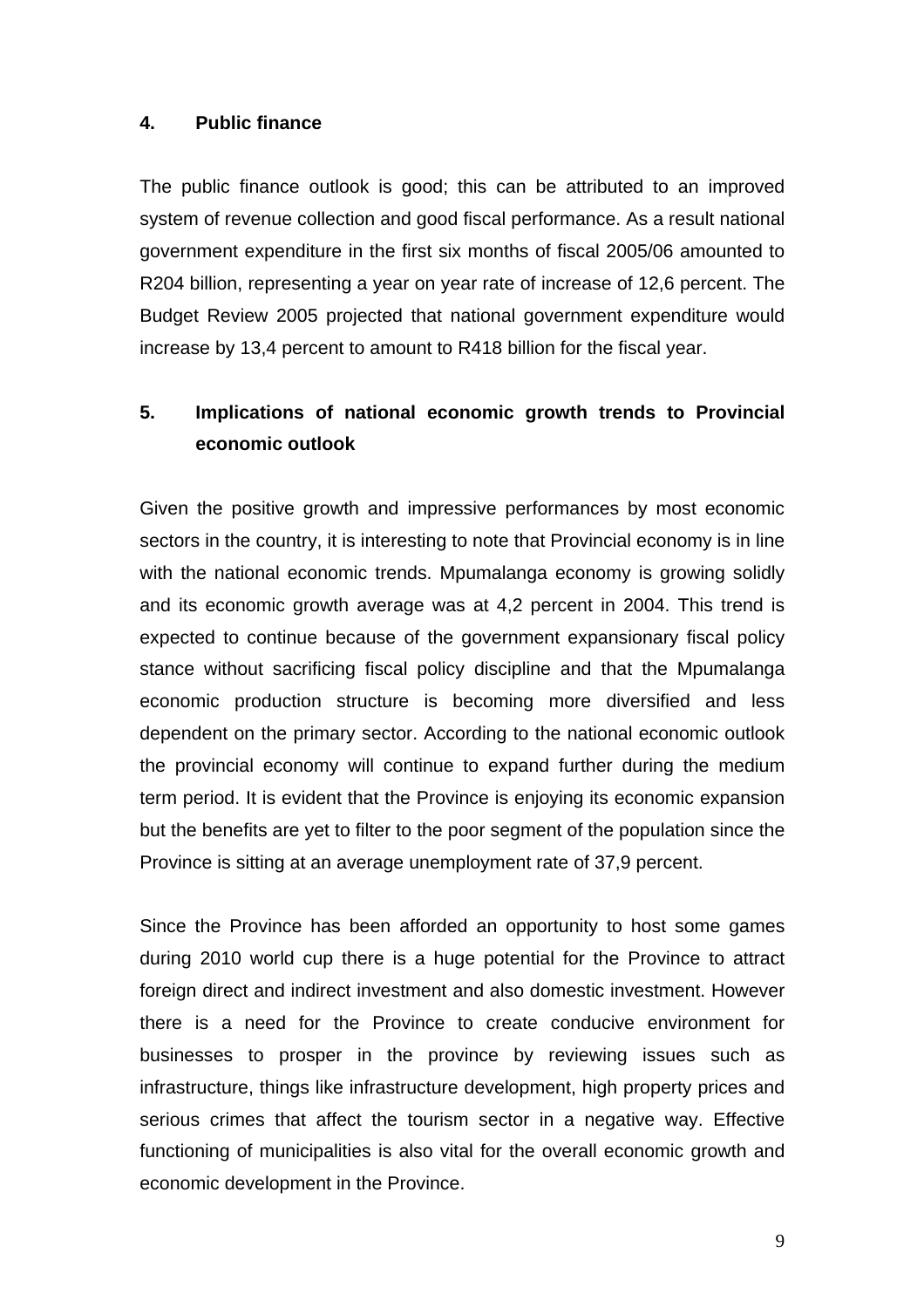## 4. Public finance

The public finance outlook is good; this can be attributed to an improved system of revenue collection and good fiscal performance. As a result national government expenditure in the first six months of fiscal 2005/06 amounted to R204 billion, representing a year on year rate of increase of 12,6 percent. The Budget Review 2005 projected that national government expenditure would increase by 13,4 percent to amount to R418 billion for the fiscal year.

## 5. Implications of national economic growth trends to Provincial economic outlook

Given the positive growth and impressive performances by most economic sectors in the country, it is interesting to note that Provincial economy is in line with the national economic trends. Mpumalanga economy is growing solidly and its economic growth average was at 4,2 percent in 2004. This trend is expected to continue because of the government expansionary fiscal policy stance without sacrificing fiscal policy discipline and that the Mpumalanga economic production structure is becoming more diversified and less dependent on the primary sector. According to the national economic outlook the provincial economy will continue to expand further during the medium term period. It is evident that the Province is enjoying its economic expansion but the benefits are yet to filter to the poor segment of the population since the Province is sitting at an average unemployment rate of 37,9 percent.

Since the Province has been afforded an opportunity to host some games during 2010 world cup there is a huge potential for the Province to attract foreign direct and indirect investment and also domestic investment. However there is a need for the Province to create conducive environment for businesses to prosper in the province by reviewing issues such as infrastructure, things like infrastructure development, high property prices and serious crimes that affect the tourism sector in a negative way. Effective functioning of municipalities is also vital for the overall economic growth and economic development in the Province.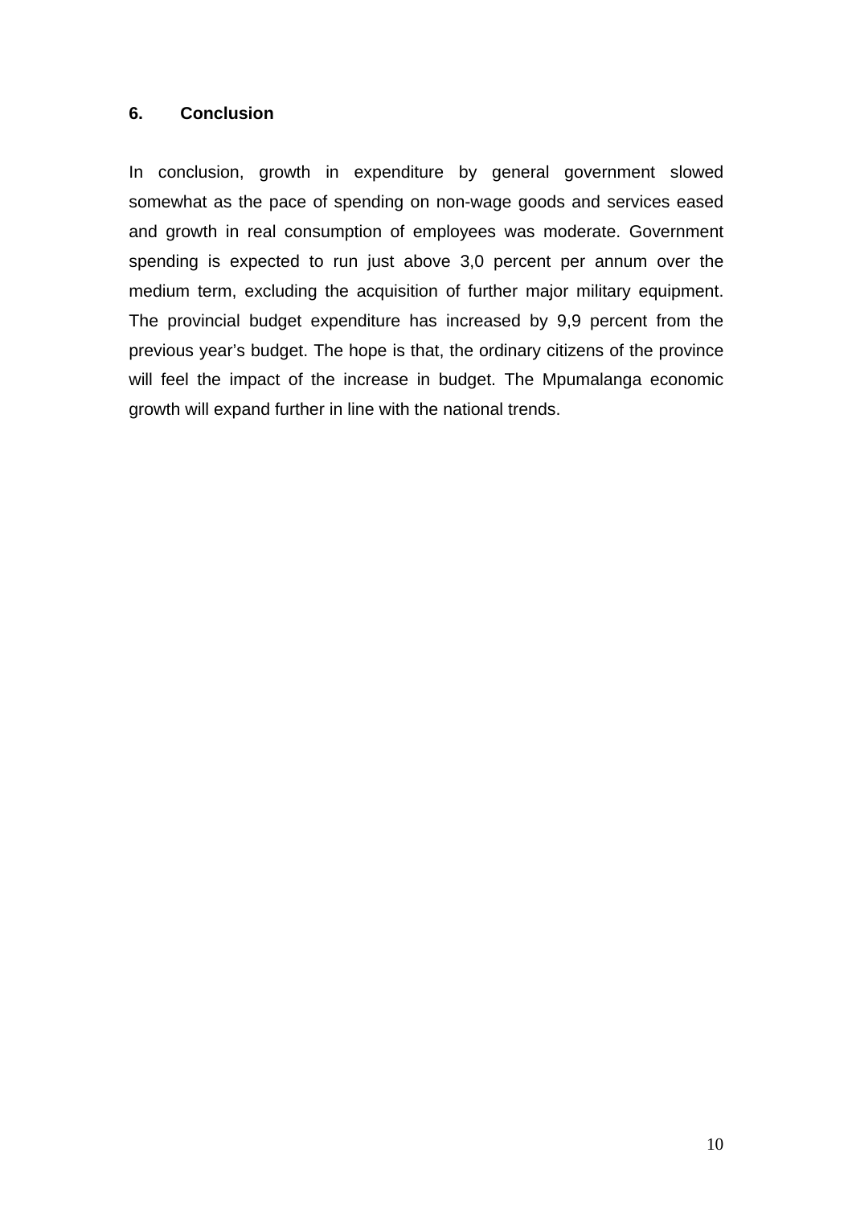## 6. Conclusion

In conclusion, growth in expenditure by general government slowed somewhat as the pace of spending on non-wage goods and services eased and growth in real consumption of employees was moderate. Government spending is expected to run just above 3,0 percent per annum over the medium term, excluding the acquisition of further major military equipment. The provincial budget expenditure has increased by 9,9 percent from the previous year's budget. The hope is that, the ordinary citizens of the province will feel the impact of the increase in budget. The Mpumalanga economic growth will expand further in line with the national trends.